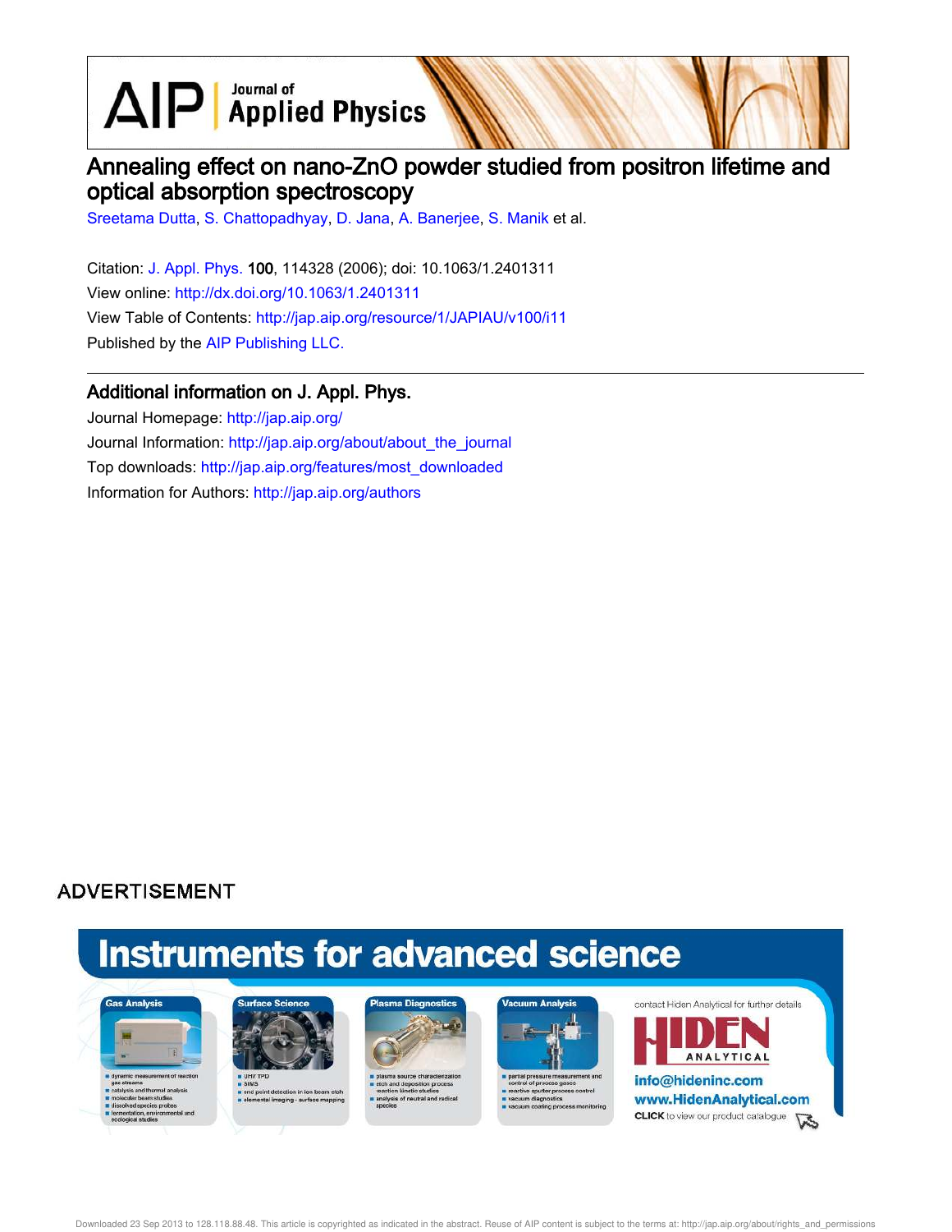AIP | Journal of Applied Physics

# Annealing effect on nano-ZnO powder studied from positron lifetime and optical absorption spectroscopy

Sreetama Dutta, S. Chattopadhyay, D. Jana, A. Banerjee, S. Manik et al.

Citation: J. Appl. Phys. 100, 114328 (2006); doi: 10.1063/1.2401311
View online: http://dx.doi.org/10.1063/1.2401311
View Table of Contents: http://jap.aip.org/resource/1/JAPIAU/v100/i11
Published by the AIP Publishing LLC.

## Additional information on J. Appl. Phys.

Journal Homepage: http://jap.aip.org/
Journal Information: http://jap.aip.org/about/about_the_journal
Top downloads: http://jap.aip.org/features/most_downloaded
Information for Authors: http://jap.aip.org/authors

ADVERTISEMENT

Instruments for advanced science

Gas Analysis
- dynamic measurement of reaction gas streams
- catalysis and thermal analysis
- molecular beam studies
- dissolved species probes
- fermentation, environmental and ecological studies

Surface Science
- UHV TPD
- SIMS
- end point detection in ion beam etch
- elemental imaging - surface mapping

Plasma Diagnostics
- plasma source characterization
- etch and deposition process reaction kinetic studies
- analysis of neutral and radical species

Vacuum Analysis
- partial pressure measurement and control of process gases
- reactive sputter process control
- vacuum diagnostics
- vacuum coating process monitoring

contact Hiden Analytical for further details

HIDEN ANALYTICAL

info@hideninc.com
www.HidenAnalytical.com
CLICK to view our product catalogue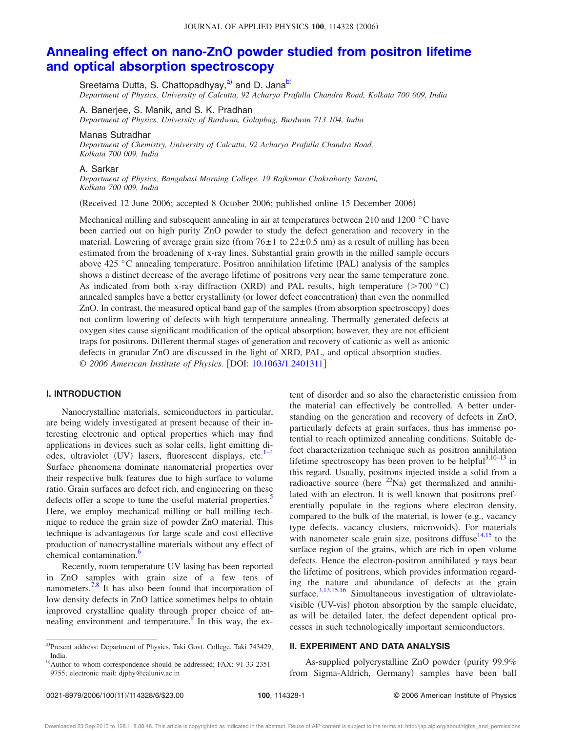# Annealing effect on nano-ZnO powder studied from positron lifetime and optical absorption spectroscopy

Sreetama Dutta, S. Chattopadhyay,[a] and D. Jana[b]

*Department of Physics, University of Calcutta, 92 Acharya Prafulla Chandra Road, Kolkata 700 009, India*

A. Banerjee, S. Manik, and S. K. Pradhan

*Department of Physics, University of Burdwan, Golapbag, Burdwan 713 104, India*

Manas Sutradhar

*Department of Chemistry, University of Calcutta, 92 Acharya Prafulla Chandra Road, Kolkata 700 009, India*

A. Sarkar

*Department of Physics, Bangabasi Morning College, 19 Rajkumar Chakraborty Sarani, Kolkata 700 009, India*

(Received 12 June 2006; accepted 8 October 2006; published online 15 December 2006)

Mechanical milling and subsequent annealing in air at temperatures between 210 and 1200 °C have been carried out on high purity ZnO powder to study the defect generation and recovery in the material. Lowering of average grain size (from $76\pm1$ to $22\pm0.5$ nm) as a result of milling has been estimated from the broadening of x-ray lines. Substantial grain growth in the milled sample occurs above 425 °C annealing temperature. Positron annihilation lifetime (PAL) analysis of the samples shows a distinct decrease of the average lifetime of positrons very near the same temperature zone. As indicated from both x-ray diffraction (XRD) and PAL results, high temperature (>700 °C) annealed samples have a better crystallinity (or lower defect concentration) than even the nonmilled ZnO. In contrast, the measured optical band gap of the samples (from absorption spectroscopy) does not confirm lowering of defects with high temperature annealing. Thermally generated defects at oxygen sites cause significant modification of the optical absorption; however, they are not efficient traps for positrons. Different thermal stages of generation and recovery of cationic as well as anionic defects in granular ZnO are discussed in the light of XRD, PAL, and optical absorption studies. © *2006 American Institute of Physics*. [DOI: 10.1063/1.2401311]

## I. INTRODUCTION

Nanocrystalline materials, semiconductors in particular, are being widely investigated at present because of their interesting electronic and optical properties which may find applications in devices such as solar cells, light emitting diodes, ultraviolet (UV) lasers, fluorescent displays, etc.[1–4] Surface phenomena dominate nanomaterial properties over their respective bulk features due to high surface to volume ratio. Grain surfaces are defect rich, and engineering on these defects offer a scope to tune the useful material properties.[5] Here, we employ mechanical milling or ball milling technique to reduce the grain size of powder ZnO material. This technique is advantageous for large scale and cost effective production of nanocrystalline materials without any effect of chemical contamination.[6]

Recently, room temperature UV lasing has been reported in ZnO samples with grain size of a few tens of nanometers.[7,8] It has also been found that incorporation of low density defects in ZnO lattice sometimes helps to obtain improved crystalline quality through proper choice of annealing environment and temperature.[9] In this way, the extent of disorder and so also the characteristic emission from the material can effectively be controlled. A better understanding on the generation and recovery of defects in ZnO, particularly defects at grain surfaces, thus has immense potential to reach optimized annealing conditions. Suitable defect characterization technique such as positron annihilation lifetime spectroscopy has been proven to be helpful[3,10–13] in this regard. Usually, positrons injected inside a solid from a radioactive source (here $^{22}$Na) get thermalized and annihilated with an electron. It is well known that positrons preferentially populate in the regions where electron density, compared to the bulk of the material, is lower (e.g., vacancy type defects, vacancy clusters, microvoids). For materials with nanometer scale grain size, positrons diffuse[14,15] to the surface region of the grains, which are rich in open volume defects. Hence the electron-positron annihilated $\gamma$ rays bear the lifetime of positrons, which provides information regarding the nature and abundance of defects at the grain surface.[3,13,15,16] Simultaneous investigation of ultraviolate-visible (UV-vis) photon absorption by the sample elucidate, as will be detailed later, the defect dependent optical processes in such technologically important semiconductors.

## II. EXPERIMENT AND DATA ANALYSIS

As-supplied polycrystalline ZnO powder (purity 99.9% from Sigma-Aldrich, Germany) samples have been ball

[a]Present address: Department of Physics, Taki Govt. College, Taki 743429, India.

[b]Author to whom correspondence should be addressed; FAX: 91-33-2351-9755; electronic mail: djphy@caluniv.ac.in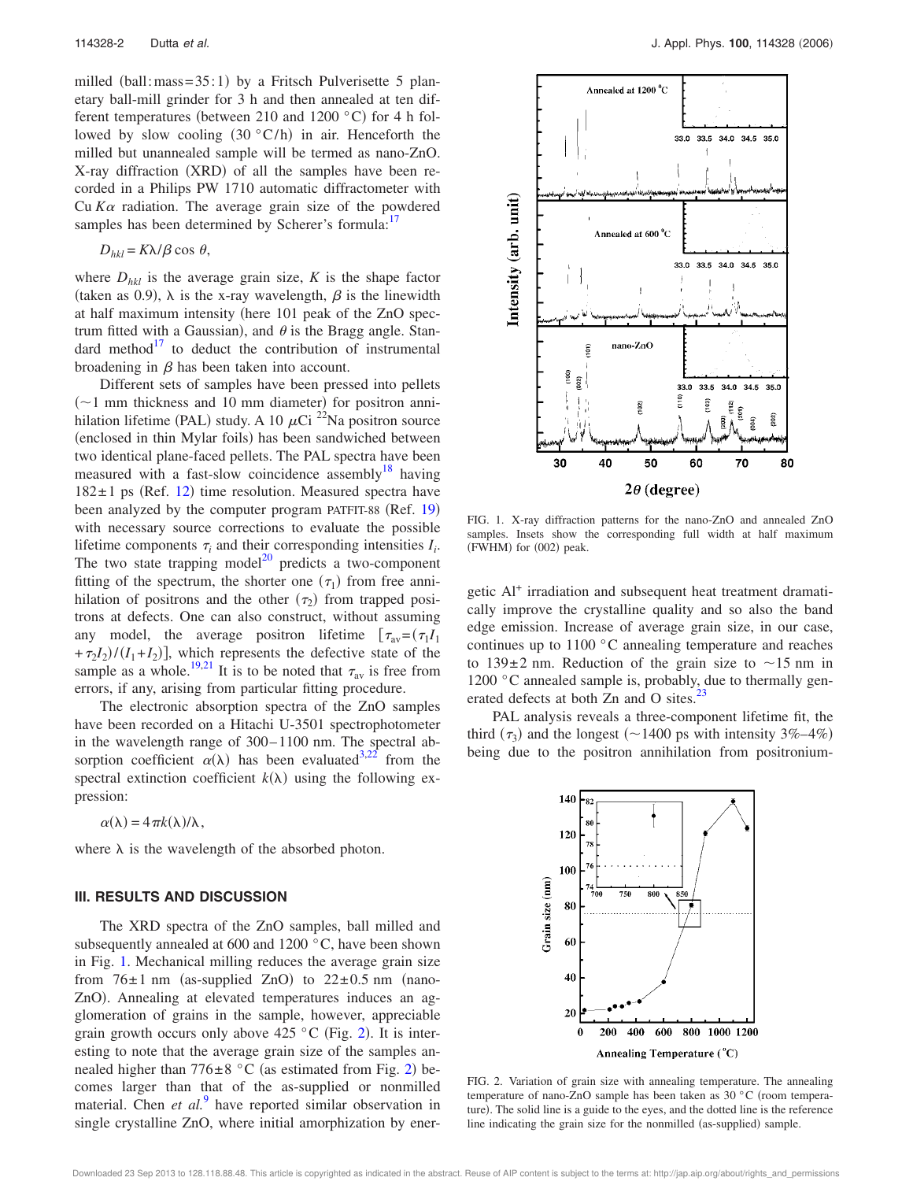milled (ball:mass=35:1) by a Fritsch Pulverisette 5 planetary ball-mill grinder for 3 h and then annealed at ten different temperatures (between 210 and 1200 °C) for 4 h followed by slow cooling (30 °C/h) in air. Henceforth the milled but unannealed sample will be termed as nano-ZnO. X-ray diffraction (XRD) of all the samples have been recorded in a Philips PW 1710 automatic diffractometer with Cu $K\alpha$ radiation. The average grain size of the powdered samples has been determined by Scherer's formula:[17]

$$D_{hkl} = K\lambda/\beta \cos \theta,$$

where $D_{hkl}$ is the average grain size, $K$ is the shape factor (taken as 0.9), $\lambda$ is the x-ray wavelength, $\beta$ is the linewidth at half maximum intensity (here 101 peak of the ZnO spectrum fitted with a Gaussian), and $\theta$ is the Bragg angle. Standard method[17] to deduct the contribution of instrumental broadening in $\beta$ has been taken into account.

Different sets of samples have been pressed into pellets (~1 mm thickness and 10 mm diameter) for positron annihilation lifetime (PAL) study. A 10 $\mu$Ci $^{22}$Na positron source (enclosed in thin Mylar foils) has been sandwiched between two identical plane-faced pellets. The PAL spectra have been measured with a fast-slow coincidence assembly[18] having $182\pm1$ ps (Ref. 12) time resolution. Measured spectra have been analyzed by the computer program PATFIT-88 (Ref. 19) with necessary source corrections to evaluate the possible lifetime components $\tau_i$ and their corresponding intensities $I_i$. The two state trapping model[20] predicts a two-component fitting of the spectrum, the shorter one ($\tau_1$) from free annihilation of positrons and the other ($\tau_2$) from trapped positrons at defects. One can also construct, without assuming any model, the average positron lifetime $[\tau_{av}=(\tau_1 I_1 + \tau_2 I_2)/(I_1+I_2)]$, which represents the defective state of the sample as a whole.[19,21] It is to be noted that $\tau_{av}$ is free from errors, if any, arising from particular fitting procedure.

The electronic absorption spectra of the ZnO samples have been recorded on a Hitachi U-3501 spectrophotometer in the wavelength range of 300–1100 nm. The spectral absorption coefficient $\alpha(\lambda)$ has been evaluated[3,22] from the spectral extinction coefficient $k(\lambda)$ using the following expression:

$$\alpha(\lambda) = 4\pi k(\lambda)/\lambda,$$

where $\lambda$ is the wavelength of the absorbed photon.

## III. RESULTS AND DISCUSSION

The XRD spectra of the ZnO samples, ball milled and subsequently annealed at 600 and 1200 °C, have been shown in Fig. 1. Mechanical milling reduces the average grain size from $76\pm1$ nm (as-supplied ZnO) to $22\pm0.5$ nm (nano-ZnO). Annealing at elevated temperatures induces an agglomeration of grains in the sample, however, appreciable grain growth occurs only above 425 °C (Fig. 2). It is interesting to note that the average grain size of the samples annealed higher than $776\pm8$ °C (as estimated from Fig. 2) becomes larger than that of the as-supplied or nonmilled material. Chen *et al.*[9] have reported similar observation in single crystalline ZnO, where initial amorphization by energetic $Al^{+}$ irradiation and subsequent heat treatment dramatically improve the crystalline quality and so also the band edge emission. Increase of average grain size, in our case, continues up to 1100 °C annealing temperature and reaches to $139\pm2$ nm. Reduction of the grain size to ~15 nm in 1200 °C annealed sample is, probably, due to thermally generated defects at both Zn and O sites.[23]

FIG. 1. X-ray diffraction patterns for the nano-ZnO and annealed ZnO samples. Insets show the corresponding full width at half maximum (FWHM) for (002) peak.

PAL analysis reveals a three-component lifetime fit, the third ($\tau_3$) and the longest (~1400 ps with intensity 3%–4%) being due to the positron annihilation from positronium-

FIG. 2. Variation of grain size with annealing temperature. The annealing temperature of nano-ZnO sample has been taken as 30 °C (room temperature). The solid line is a guide to the eyes, and the dotted line is the reference line indicating the grain size for the nonmilled (as-supplied) sample.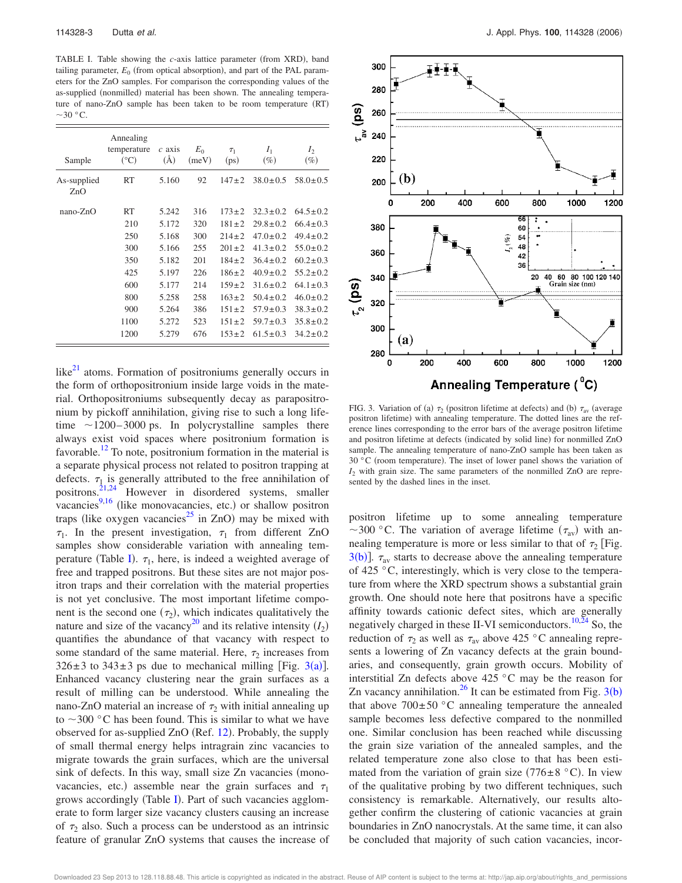TABLE I. Table showing the $c$-axis lattice parameter (from XRD), band tailing parameter, $E_0$ (from optical absorption), and part of the PAL parameters for the ZnO samples. For comparison the corresponding values of the as-supplied (nonmilled) material has been shown. The annealing temperature of nano-ZnO sample has been taken to be room temperature (RT) ~30 °C.

| Sample | Annealing temperature (°C) | $c$ axis (Å) | $E_0$ (meV) | $\tau_1$ (ps) | $I_1$ (%) | $I_2$ (%) |
|---|---|---|---|---|---|---|
| As-supplied ZnO | RT | 5.160 | 92 | 147±2 | 38.0±0.5 | 58.0±0.5 |
| nano-ZnO | RT | 5.242 | 316 | 173±2 | 32.3±0.2 | 64.5±0.2 |
| | 210 | 5.172 | 320 | 181±2 | 29.8±0.2 | 66.4±0.3 |
| | 250 | 5.168 | 300 | 214±2 | 47.0±0.2 | 49.4±0.2 |
| | 300 | 5.166 | 255 | 201±2 | 41.3±0.2 | 55.0±0.2 |
| | 350 | 5.182 | 201 | 184±2 | 36.4±0.2 | 60.2±0.3 |
| | 425 | 5.197 | 226 | 186±2 | 40.9±0.2 | 55.2±0.2 |
| | 600 | 5.177 | 214 | 159±2 | 31.6±0.2 | 64.1±0.3 |
| | 800 | 5.258 | 258 | 163±2 | 50.4±0.2 | 46.0±0.2 |
| | 900 | 5.264 | 386 | 151±2 | 57.9±0.3 | 38.3±0.2 |
| | 1100 | 5.272 | 523 | 151±2 | 59.7±0.3 | 35.8±0.2 |
| | 1200 | 5.279 | 676 | 153±2 | 61.5±0.3 | 34.2±0.2 |

like[21] atoms. Formation of positroniums generally occurs in the form of orthopositronium inside large voids in the material. Orthopositroniums subsequently decay as parapositronium by pickoff annihilation, giving rise to such a long lifetime ~1200–3000 ps. In polycrystalline samples there always exist void spaces where positronium formation is favorable.[12] To note, positronium formation in the material is a separate physical process not related to positron trapping at defects. $\tau_1$ is generally attributed to the free annihilation of positrons.[21,24] However in disordered systems, smaller vacancies[9,16] (like monovacancies, etc.) or shallow positron traps (like oxygen vacancies[25] in ZnO) may be mixed with $\tau_1$. In the present investigation, $\tau_1$ from different ZnO samples show considerable variation with annealing temperature (Table I). $\tau_1$, here, is indeed a weighted average of free and trapped positrons. But these sites are not major positron traps and their correlation with the material properties is not yet conclusive. The most important lifetime component is the second one ($\tau_2$), which indicates qualitatively the nature and size of the vacancy[20] and its relative intensity ($I_2$) quantifies the abundance of that vacancy with respect to some standard of the same material. Here, $\tau_2$ increases from 326±3 to 343±3 ps due to mechanical milling [Fig. 3(a)]. Enhanced vacancy clustering near the grain surfaces as a result of milling can be understood. While annealing the nano-ZnO material an increase of $\tau_2$ with initial annealing up to ~300 °C has been found. This is similar to what we have observed for as-supplied ZnO (Ref. 12). Probably, the supply of small thermal energy helps intragrain zinc vacancies to migrate towards the grain surfaces, which are the universal sink of defects. In this way, small size Zn vacancies (monovacancies, etc.) assemble near the grain surfaces and $\tau_1$ grows accordingly (Table I). Part of such vacancies agglomerate to form larger size vacancy clusters causing an increase of $\tau_2$ also. Such a process can be understood as an intrinsic feature of granular ZnO systems that causes the increase of positron lifetime up to some annealing temperature ~300 °C. The variation of average lifetime ($\tau_{av}$) with annealing temperature is more or less similar to that of $\tau_2$ [Fig. 3(b)]. $\tau_{av}$ starts to decrease above the annealing temperature of 425 °C, interestingly, which is very close to the temperature from where the XRD spectrum shows a substantial grain growth. One should note here that positrons have a specific affinity towards cationic defect sites, which are generally negatively charged in these II-VI semiconductors.[10,24] So, the reduction of $\tau_2$ as well as $\tau_{av}$ above 425 °C annealing represents a lowering of Zn vacancy defects at the grain boundaries, and consequently, grain growth occurs. Mobility of interstitial Zn defects above 425 °C may be the reason for Zn vacancy annihilation.[26] It can be estimated from Fig. 3(b) that above 700±50 °C annealing temperature the annealed sample becomes less defective compared to the nonmilled one. Similar conclusion has been reached while discussing the grain size variation of the annealed samples, and the related temperature zone also close to that has been estimated from the variation of grain size (776±8 °C). In view of the qualitative probing by two different techniques, such consistency is remarkable. Alternatively, our results altogether confirm the clustering of cationic vacancies at grain boundaries in ZnO nanocrystals. At the same time, it can also be concluded that majority of such cation vacancies, incor-

FIG. 3. Variation of (a) $\tau_2$ (positron lifetime at defects) and (b) $\tau_{av}$ (average positron lifetime) with annealing temperature. The dotted lines are the reference lines corresponding to the error bars of the average positron lifetime and positron lifetime at defects (indicated by solid line) for nonmilled ZnO sample. The annealing temperature of nano-ZnO sample has been taken as 30 °C (room temperature). The inset of lower panel shows the variation of $I_2$ with grain size. The same parameters of the nonmilled ZnO are represented by the dashed lines in the inset.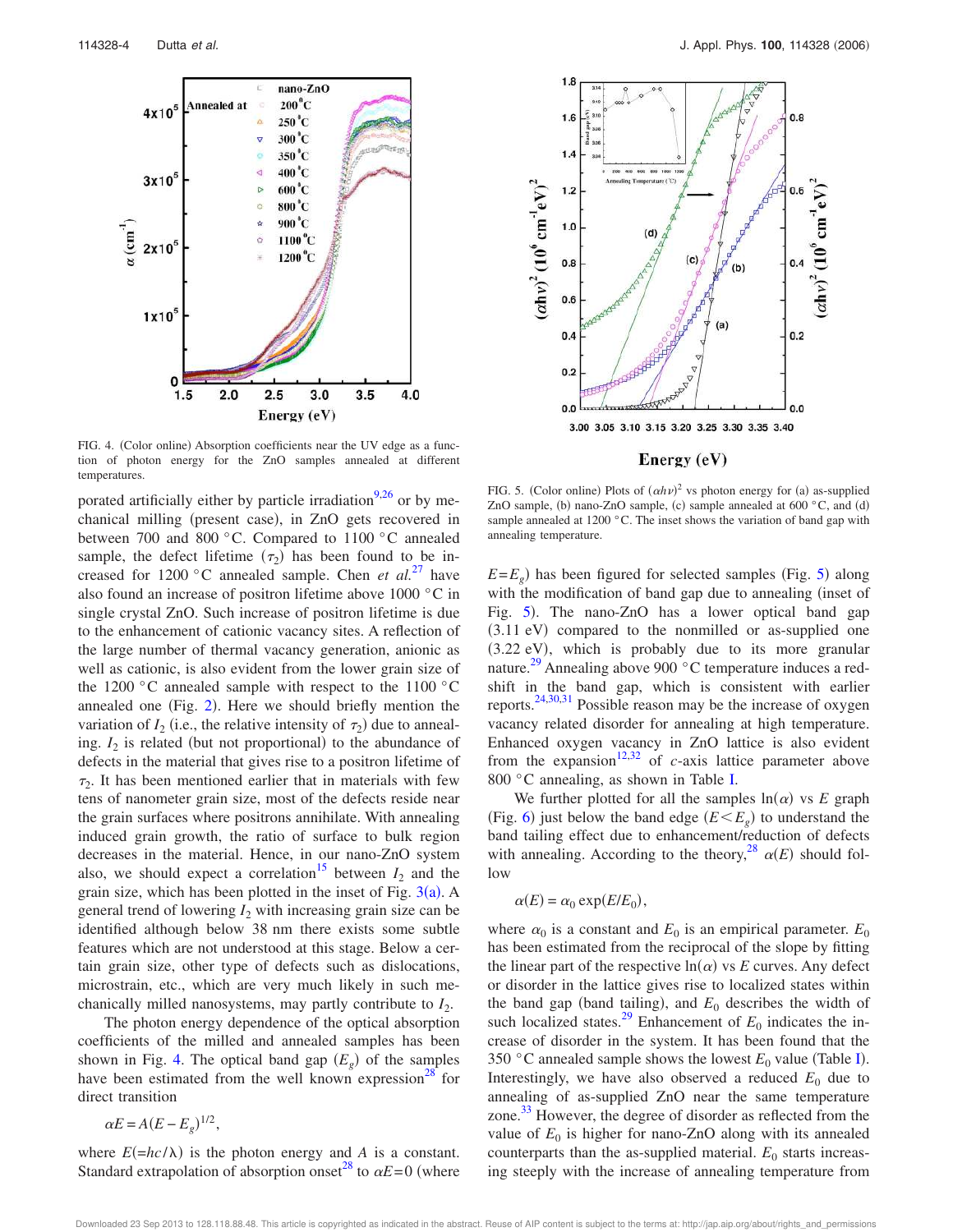FIG. 4. (Color online) Absorption coefficients near the UV edge as a function of photon energy for the ZnO samples annealed at different temperatures.

FIG. 5. (Color online) Plots of $(\alpha h\nu)^2$ vs photon energy for (a) as-supplied ZnO sample, (b) nano-ZnO sample, (c) sample annealed at 600 °C, and (d) sample annealed at 1200 °C. The inset shows the variation of band gap with annealing temperature.

porated artificially either by particle irradiation[9,26] or by mechanical milling (present case), in ZnO gets recovered in between 700 and 800 °C. Compared to 1100 °C annealed sample, the defect lifetime ($\tau_2$) has been found to be increased for 1200 °C annealed sample. Chen *et al.*[27] have also found an increase of positron lifetime above 1000 °C in single crystal ZnO. Such increase of positron lifetime is due to the enhancement of cationic vacancy sites. A reflection of the large number of thermal vacancy generation, anionic as well as cationic, is also evident from the lower grain size of the 1200 °C annealed sample with respect to the 1100 °C annealed one (Fig. 2). Here we should briefly mention the variation of $I_2$ (i.e., the relative intensity of $\tau_2$) due to annealing. $I_2$ is related (but not proportional) to the abundance of defects in the material that gives rise to a positron lifetime of $\tau_2$. It has been mentioned earlier that in materials with few tens of nanometer grain size, most of the defects reside near the grain surfaces where positrons annihilate. With annealing induced grain growth, the ratio of surface to bulk region decreases in the material. Hence, in our nano-ZnO system also, we should expect a correlation[15] between $I_2$ and the grain size, which has been plotted in the inset of Fig. 3(a). A general trend of lowering $I_2$ with increasing grain size can be identified although below 38 nm there exists some subtle features which are not understood at this stage. Below a certain grain size, other type of defects such as dislocations, microstrain, etc., which are very much likely in such mechanically milled nanosystems, may partly contribute to $I_2$.

The photon energy dependence of the optical absorption coefficients of the milled and annealed samples has been shown in Fig. 4. The optical band gap ($E_g$) of the samples have been estimated from the well known expression[28] for direct transition

$$\alpha E = A(E - E_g)^{1/2},$$

where $E(=hc/\lambda)$ is the photon energy and $A$ is a constant. Standard extrapolation of absorption onset[28] to $\alpha E = 0$ (where $E = E_g$) has been figured for selected samples (Fig. 5) along with the modification of band gap due to annealing (inset of Fig. 5). The nano-ZnO has a lower optical band gap (3.11 eV) compared to the nonmilled or as-supplied one (3.22 eV), which is probably due to its more granular nature.[29] Annealing above 900 °C temperature induces a redshift in the band gap, which is consistent with earlier reports.[24,30,31] Possible reason may be the increase of oxygen vacancy related disorder for annealing at high temperature. Enhanced oxygen vacancy in ZnO lattice is also evident from the expansion[12,32] of *c*-axis lattice parameter above 800 °C annealing, as shown in Table I.

We further plotted for all the samples $\ln(\alpha)$ vs $E$ graph (Fig. 6) just below the band edge ($E < E_g$) to understand the band tailing effect due to enhancement/reduction of defects with annealing. According to the theory,[28] $\alpha(E)$ should follow

$$\alpha(E) = \alpha_0 \exp(E/E_0),$$

where $\alpha_0$ is a constant and $E_0$ is an empirical parameter. $E_0$ has been estimated from the reciprocal of the slope by fitting the linear part of the respective $\ln(\alpha)$ vs $E$ curves. Any defect or disorder in the lattice gives rise to localized states within the band gap (band tailing), and $E_0$ describes the width of such localized states.[29] Enhancement of $E_0$ indicates the increase of disorder in the system. It has been found that the 350 °C annealed sample shows the lowest $E_0$ value (Table I). Interestingly, we have also observed a reduced $E_0$ due to annealing of as-supplied ZnO near the same temperature zone.[33] However, the degree of disorder as reflected from the value of $E_0$ is higher for nano-ZnO along with its annealed counterparts than the as-supplied material. $E_0$ starts increasing steeply with the increase of annealing temperature from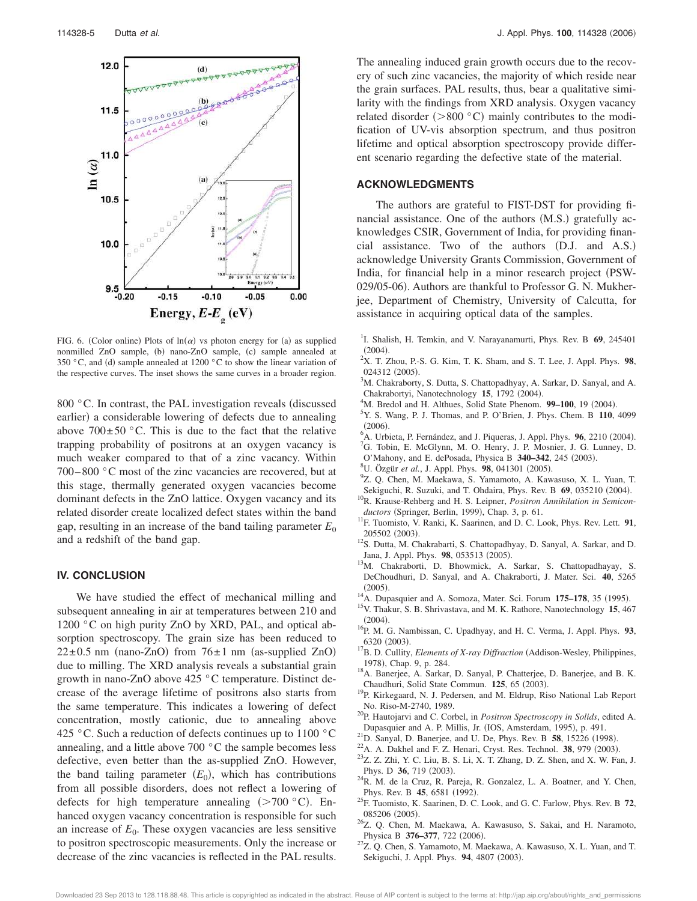FIG. 6. (Color online) Plots of ln($\alpha$) vs photon energy for (a) as supplied nonmilled ZnO sample, (b) nano-ZnO sample, (c) sample annealed at 350 °C, and (d) sample annealed at 1200 °C to show the linear variation of the respective curves. The inset shows the same curves in a broader region.

800 °C. In contrast, the PAL investigation reveals (discussed earlier) a considerable lowering of defects due to annealing above 700±50 °C. This is due to the fact that the relative trapping probability of positrons at an oxygen vacancy is much weaker compared to that of a zinc vacancy. Within 700–800 °C most of the zinc vacancies are recovered, but at this stage, thermally generated oxygen vacancies become dominant defects in the ZnO lattice. Oxygen vacancy and its related disorder create localized defect states within the band gap, resulting in an increase of the band tailing parameter $E_0$ and a redshift of the band gap.

## IV. CONCLUSION

We have studied the effect of mechanical milling and subsequent annealing in air at temperatures between 210 and 1200 °C on high purity ZnO by XRD, PAL, and optical absorption spectroscopy. The grain size has been reduced to 22±0.5 nm (nano-ZnO) from 76±1 nm (as-supplied ZnO) due to milling. The XRD analysis reveals a substantial grain growth in nano-ZnO above 425 °C temperature. Distinct decrease of the average lifetime of positrons also starts from the same temperature. This indicates a lowering of defect concentration, mostly cationic, due to annealing above 425 °C. Such a reduction of defects continues up to 1100 °C annealing, and a little above 700 °C the sample becomes less defective, even better than the as-supplied ZnO. However, the band tailing parameter ($E_0$), which has contributions from all possible disorders, does not reflect a lowering of defects for high temperature annealing (>700 °C). Enhanced oxygen vacancy concentration is responsible for such an increase of $E_0$. These oxygen vacancies are less sensitive to positron spectroscopic measurements. Only the increase or decrease of the zinc vacancies is reflected in the PAL results. The annealing induced grain growth occurs due to the recovery of such zinc vacancies, the majority of which reside near the grain surfaces. PAL results, thus, bear a qualitative similarity with the findings from XRD analysis. Oxygen vacancy related disorder (>800 °C) mainly contributes to the modification of UV-vis absorption spectrum, and thus positron lifetime and optical absorption spectroscopy provide different scenario regarding the defective state of the material.

## ACKNOWLEDGMENTS

The authors are grateful to FIST-DST for providing financial assistance. One of the authors (M.S.) gratefully acknowledges CSIR, Government of India, for providing financial assistance. Two of the authors (D.J. and A.S.) acknowledge University Grants Commission, Government of India, for financial help in a minor research project (PSW-029/05-06). Authors are thankful to Professor G. N. Mukherjee, Department of Chemistry, University of Calcutta, for assistance in acquiring optical data of the samples.

[1] I. Shalish, H. Temkin, and V. Narayanamurti, Phys. Rev. B **69**, 245401 (2004).
[2] X. T. Zhou, P.-S. G. Kim, T. K. Sham, and S. T. Lee, J. Appl. Phys. **98**, 024312 (2005).
[3] M. Chakraborty, S. Dutta, S. Chattopadhyay, A. Sarkar, D. Sanyal, and A. Chakrabortyi, Nanotechnology **15**, 1792 (2004).
[4] M. Bredol and H. Althues, Solid State Phenom. **99–100**, 19 (2004).
[5] Y. S. Wang, P. J. Thomas, and P. O'Brien, J. Phys. Chem. B **110**, 4099 (2006).
[6] A. Urbieta, P. Fernández, and J. Piqueras, J. Appl. Phys. **96**, 2210 (2004).
[7] G. Tobin, E. McGlynn, M. O. Henry, J. P. Mosnier, J. G. Lunney, D. O'Mahony, and E. dePosada, Physica B **340–342**, 245 (2003).
[8] U. Özgür *et al.*, J. Appl. Phys. **98**, 041301 (2005).
[9] Z. Q. Chen, M. Maekawa, S. Yamamoto, A. Kawasuso, X. L. Yuan, T. Sekiguchi, R. Suzuki, and T. Ohdaira, Phys. Rev. B **69**, 035210 (2004).
[10] R. Krause-Rehberg and H. S. Leipner, *Positron Annihilation in Semiconductors* (Springer, Berlin, 1999), Chap. 3, p. 61.
[11] F. Tuomisto, V. Ranki, K. Saarinen, and D. C. Look, Phys. Rev. Lett. **91**, 205502 (2003).
[12] S. Dutta, M. Chakrabarti, S. Chattopadhyay, D. Sanyal, A. Sarkar, and D. Jana, J. Appl. Phys. **98**, 053513 (2005).
[13] M. Chakraborti, D. Bhowmick, A. Sarkar, S. Chattopadhayay, S. DeChoudhuri, D. Sanyal, and A. Chakraborti, J. Mater. Sci. **40**, 5265 (2005).
[14] A. Dupasquier and A. Somoza, Mater. Sci. Forum **175–178**, 35 (1995).
[15] V. Thakur, S. B. Shrivastava, and M. K. Rathore, Nanotechnology **15**, 467 (2004).
[16] P. M. G. Nambissan, C. Upadhyay, and H. C. Verma, J. Appl. Phys. **93**, 6320 (2003).
[17] B. D. Cullity, *Elements of X-ray Diffraction* (Addison-Wesley, Philippines, 1978), Chap. 9, p. 284.
[18] A. Banerjee, A. Sarkar, D. Sanyal, P. Chatterjee, D. Banerjee, and B. K. Chaudhuri, Solid State Commun. **125**, 65 (2003).
[19] P. Kirkegaard, N. J. Pedersen, and M. Eldrup, Riso National Lab Report No. Riso-M-2740, 1989.
[20] P. Hautojarvi and C. Corbel, in *Positron Spectroscopy in Solids*, edited A. Dupasquier and A. P. Millis, Jr. (IOS, Amsterdam, 1995), p. 491.
[21] D. Sanyal, D. Banerjee, and U. De, Phys. Rev. B **58**, 15226 (1998).
[22] A. A. Dakhel and F. Z. Henari, Cryst. Res. Technol. **38**, 979 (2003).
[23] Z. Z. Zhi, Y. C. Liu, B. S. Li, X. T. Zhang, D. Z. Shen, and X. W. Fan, J. Phys. D **36**, 719 (2003).
[24] R. M. de la Cruz, R. Pareja, R. Gonzalez, L. A. Boatner, and Y. Chen, Phys. Rev. B **45**, 6581 (1992).
[25] F. Tuomisto, K. Saarinen, D. C. Look, and G. C. Farlow, Phys. Rev. B **72**, 085206 (2005).
[26] Z. Q. Chen, M. Maekawa, A. Kawasuso, S. Sakai, and H. Naramoto, Physica B **376–377**, 722 (2006).
[27] Z. Q. Chen, S. Yamamoto, M. Maekawa, A. Kawasuso, X. L. Yuan, and T. Sekiguchi, J. Appl. Phys. **94**, 4807 (2003).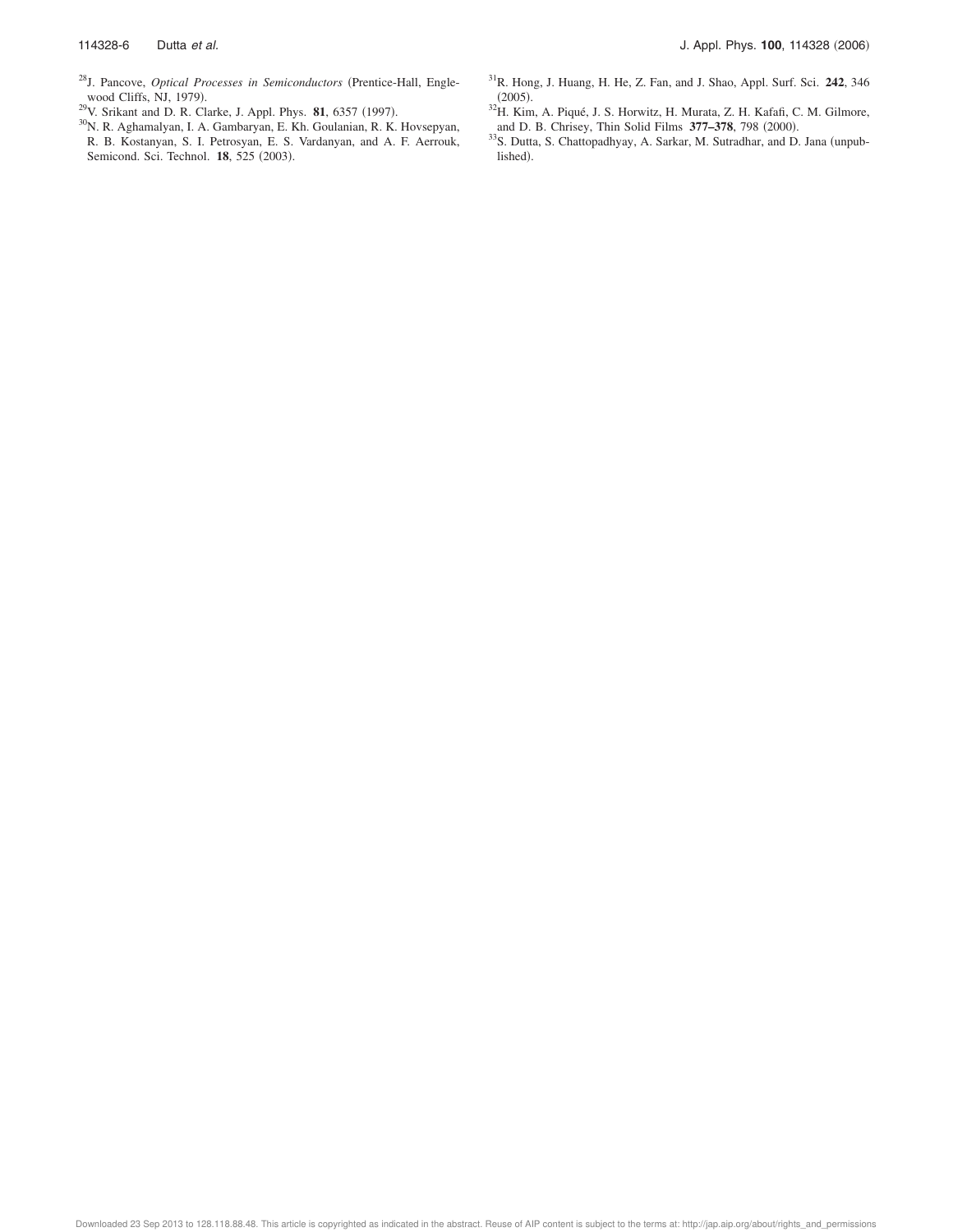[28] J. Pancove, *Optical Processes in Semiconductors* (Prentice-Hall, Englewood Cliffs, NJ, 1979).

[29] V. Srikant and D. R. Clarke, J. Appl. Phys. **81**, 6357 (1997).

[30] N. R. Aghamalyan, I. A. Gambaryan, E. Kh. Goulanian, R. K. Hovsepyan, R. B. Kostanyan, S. I. Petrosyan, E. S. Vardanyan, and A. F. Aerrouk, Semicond. Sci. Technol. **18**, 525 (2003).

[31] R. Hong, J. Huang, H. He, Z. Fan, and J. Shao, Appl. Surf. Sci. **242**, 346 (2005).

[32] H. Kim, A. Piqué, J. S. Horwitz, H. Murata, Z. H. Kafafi, C. M. Gilmore, and D. B. Chrisey, Thin Solid Films **377–378**, 798 (2000).

[33] S. Dutta, S. Chattopadhyay, A. Sarkar, M. Sutradhar, and D. Jana (unpublished).